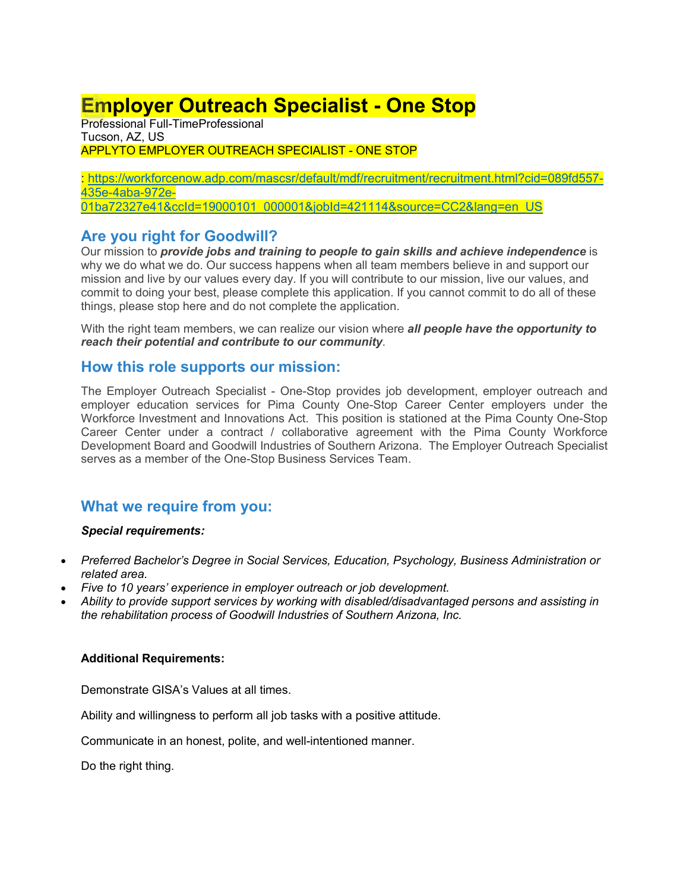# Employer Outreach Specialist - One Stop

Professional Full-TimeProfessional
Tucson, AZ, US
APPLYTO EMPLOYER OUTREACH SPECIALIST - ONE STOP

: https://workforcenow.adp.com/mascsr/default/mdf/recruitment/recruitment.html?cid=089fd557-435e-4aba-972e-01ba72327e41&ccId=19000101_000001&jobId=421114&source=CC2&lang=en_US

## Are you right for Goodwill?

Our mission to ***provide jobs and training to people to gain skills and achieve independence*** is why we do what we do. Our success happens when all team members believe in and support our mission and live by our values every day. If you will contribute to our mission, live our values, and commit to doing your best, please complete this application. If you cannot commit to do all of these things, please stop here and do not complete the application.

With the right team members, we can realize our vision where ***all people have the opportunity to reach their potential and contribute to our community***.

## How this role supports our mission:

The Employer Outreach Specialist - One-Stop provides job development, employer outreach and employer education services for Pima County One-Stop Career Center employers under the Workforce Investment and Innovations Act. This position is stationed at the Pima County One-Stop Career Center under a contract / collaborative agreement with the Pima County Workforce Development Board and Goodwill Industries of Southern Arizona. The Employer Outreach Specialist serves as a member of the One-Stop Business Services Team.

## What we require from you:

***Special requirements:***

- *Preferred Bachelor's Degree in Social Services, Education, Psychology, Business Administration or related area.*
- *Five to 10 years' experience in employer outreach or job development.*
- *Ability to provide support services by working with disabled/disadvantaged persons and assisting in the rehabilitation process of Goodwill Industries of Southern Arizona, Inc.*

**Additional Requirements:**

Demonstrate GISA's Values at all times.

Ability and willingness to perform all job tasks with a positive attitude.

Communicate in an honest, polite, and well-intentioned manner.

Do the right thing.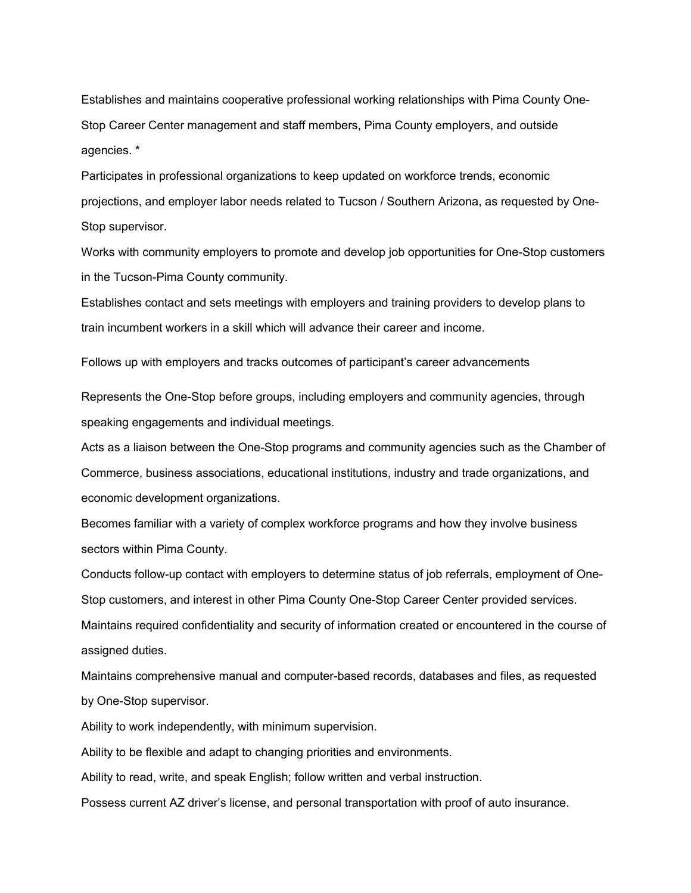Establishes and maintains cooperative professional working relationships with Pima County One-Stop Career Center management and staff members, Pima County employers, and outside agencies. *

Participates in professional organizations to keep updated on workforce trends, economic projections, and employer labor needs related to Tucson / Southern Arizona, as requested by One-Stop supervisor.

Works with community employers to promote and develop job opportunities for One-Stop customers in the Tucson-Pima County community.

Establishes contact and sets meetings with employers and training providers to develop plans to train incumbent workers in a skill which will advance their career and income.

Follows up with employers and tracks outcomes of participant's career advancements

Represents the One-Stop before groups, including employers and community agencies, through speaking engagements and individual meetings.

Acts as a liaison between the One-Stop programs and community agencies such as the Chamber of Commerce, business associations, educational institutions, industry and trade organizations, and economic development organizations.

Becomes familiar with a variety of complex workforce programs and how they involve business sectors within Pima County.

Conducts follow-up contact with employers to determine status of job referrals, employment of One-Stop customers, and interest in other Pima County One-Stop Career Center provided services.

Maintains required confidentiality and security of information created or encountered in the course of assigned duties.

Maintains comprehensive manual and computer-based records, databases and files, as requested by One-Stop supervisor.

Ability to work independently, with minimum supervision.

Ability to be flexible and adapt to changing priorities and environments.

Ability to read, write, and speak English; follow written and verbal instruction.

Possess current AZ driver's license, and personal transportation with proof of auto insurance.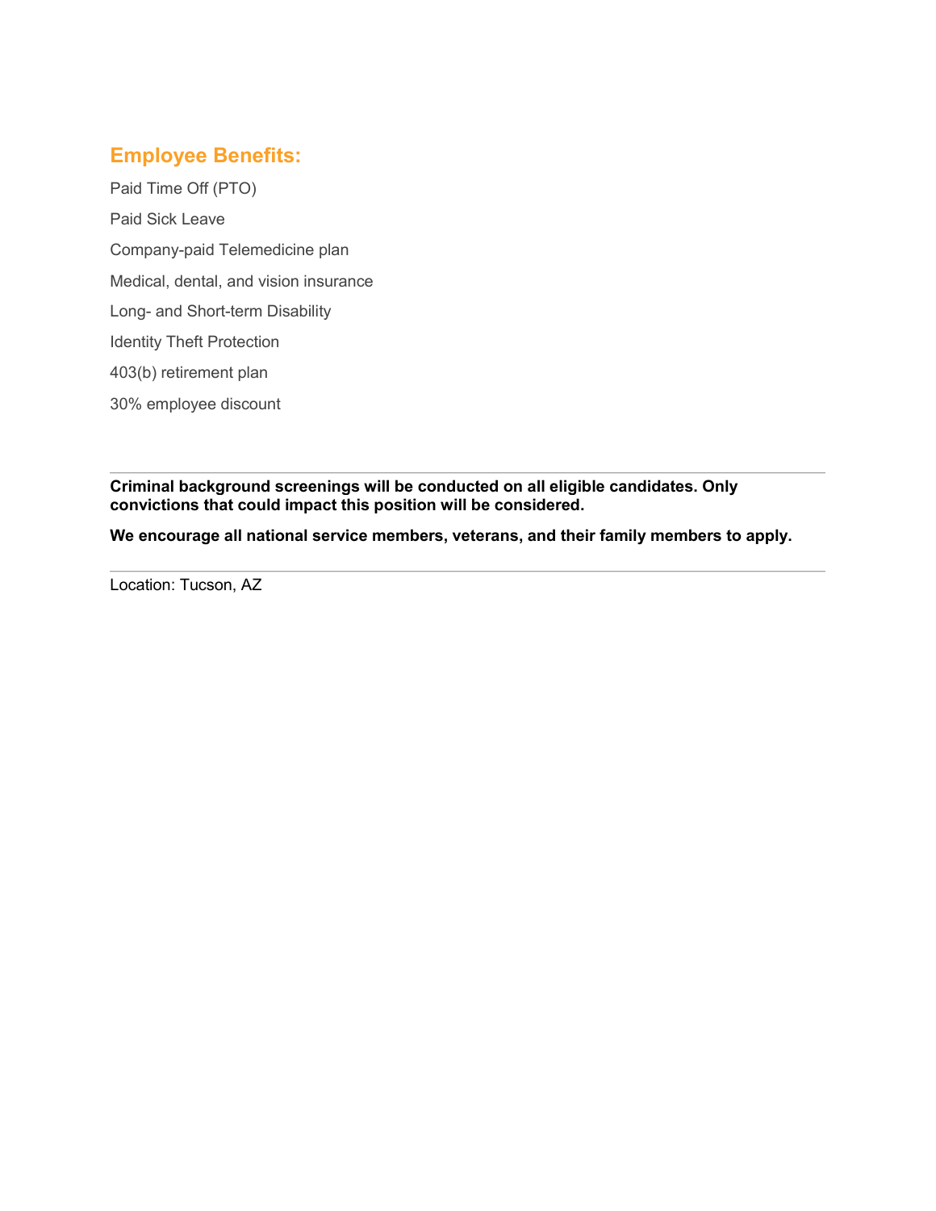## Employee Benefits:

Paid Time Off (PTO)

Paid Sick Leave

Company-paid Telemedicine plan

Medical, dental, and vision insurance

Long- and Short-term Disability

Identity Theft Protection

403(b) retirement plan

30% employee discount

---

**Criminal background screenings will be conducted on all eligible candidates. Only convictions that could impact this position will be considered.**

**We encourage all national service members, veterans, and their family members to apply.**

---

Location: Tucson, AZ